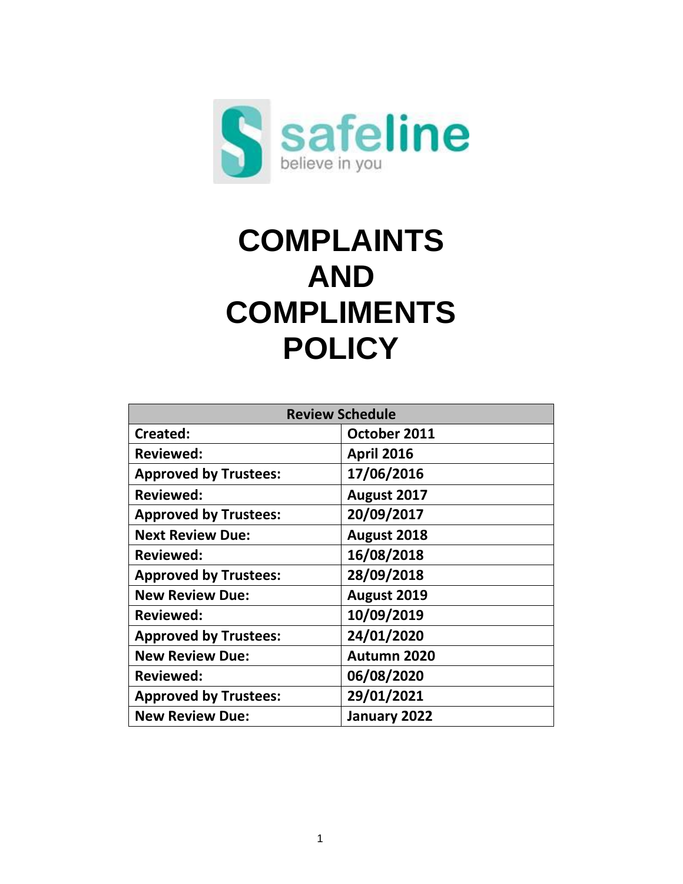safeline

believe in you

# COMPLAINTS AND COMPLIMENTS POLICY

| Review Schedule | |
|---|---|
| Created: | October 2011 |
| Reviewed: | April 2016 |
| Approved by Trustees: | 17/06/2016 |
| Reviewed: | August 2017 |
| Approved by Trustees: | 20/09/2017 |
| Next Review Due: | August 2018 |
| Reviewed: | 16/08/2018 |
| Approved by Trustees: | 28/09/2018 |
| New Review Due: | August 2019 |
| Reviewed: | 10/09/2019 |
| Approved by Trustees: | 24/01/2020 |
| New Review Due: | Autumn 2020 |
| Reviewed: | 06/08/2020 |
| Approved by Trustees: | 29/01/2021 |
| New Review Due: | January 2022 |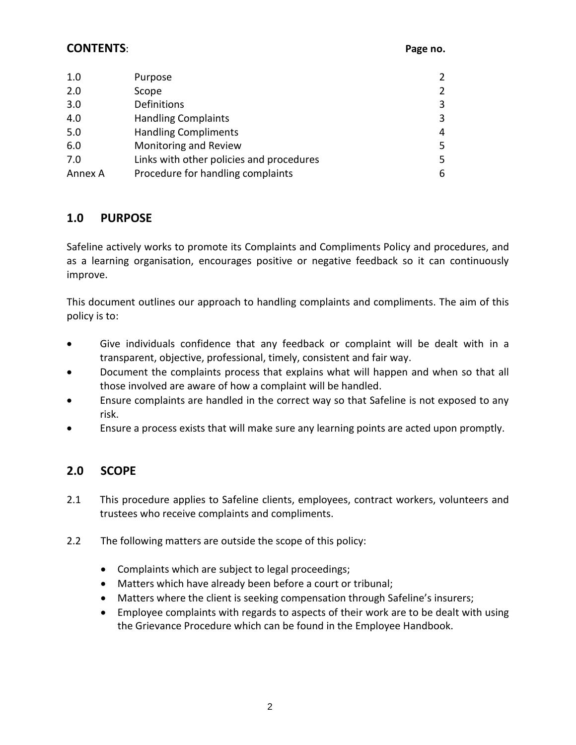## CONTENTS:

| | | Page no. |
|---|---|---|
| 1.0 | Purpose | 2 |
| 2.0 | Scope | 2 |
| 3.0 | Definitions | 3 |
| 4.0 | Handling Complaints | 3 |
| 5.0 | Handling Compliments | 4 |
| 6.0 | Monitoring and Review | 5 |
| 7.0 | Links with other policies and procedures | 5 |
| Annex A | Procedure for handling complaints | 6 |

## 1.0 PURPOSE

Safeline actively works to promote its Complaints and Compliments Policy and procedures, and as a learning organisation, encourages positive or negative feedback so it can continuously improve.

This document outlines our approach to handling complaints and compliments. The aim of this policy is to:

- Give individuals confidence that any feedback or complaint will be dealt with in a transparent, objective, professional, timely, consistent and fair way.
- Document the complaints process that explains what will happen and when so that all those involved are aware of how a complaint will be handled.
- Ensure complaints are handled in the correct way so that Safeline is not exposed to any risk.
- Ensure a process exists that will make sure any learning points are acted upon promptly.

## 2.0 SCOPE

2.1 This procedure applies to Safeline clients, employees, contract workers, volunteers and trustees who receive complaints and compliments.

2.2 The following matters are outside the scope of this policy:

- Complaints which are subject to legal proceedings;
- Matters which have already been before a court or tribunal;
- Matters where the client is seeking compensation through Safeline's insurers;
- Employee complaints with regards to aspects of their work are to be dealt with using the Grievance Procedure which can be found in the Employee Handbook.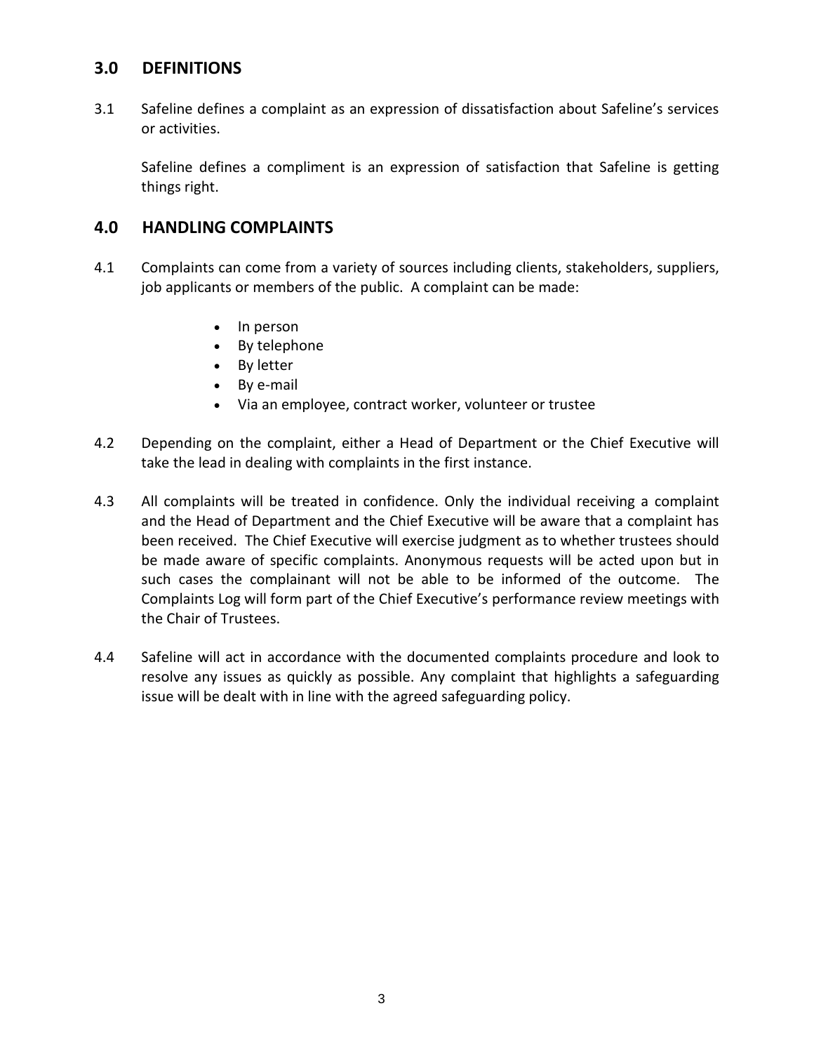## 3.0 DEFINITIONS

3.1 Safeline defines a complaint as an expression of dissatisfaction about Safeline's services or activities.

Safeline defines a compliment is an expression of satisfaction that Safeline is getting things right.

## 4.0 HANDLING COMPLAINTS

4.1 Complaints can come from a variety of sources including clients, stakeholders, suppliers, job applicants or members of the public. A complaint can be made:

- In person
- By telephone
- By letter
- By e-mail
- Via an employee, contract worker, volunteer or trustee

4.2 Depending on the complaint, either a Head of Department or the Chief Executive will take the lead in dealing with complaints in the first instance.

4.3 All complaints will be treated in confidence. Only the individual receiving a complaint and the Head of Department and the Chief Executive will be aware that a complaint has been received. The Chief Executive will exercise judgment as to whether trustees should be made aware of specific complaints. Anonymous requests will be acted upon but in such cases the complainant will not be able to be informed of the outcome. The Complaints Log will form part of the Chief Executive's performance review meetings with the Chair of Trustees.

4.4 Safeline will act in accordance with the documented complaints procedure and look to resolve any issues as quickly as possible. Any complaint that highlights a safeguarding issue will be dealt with in line with the agreed safeguarding policy.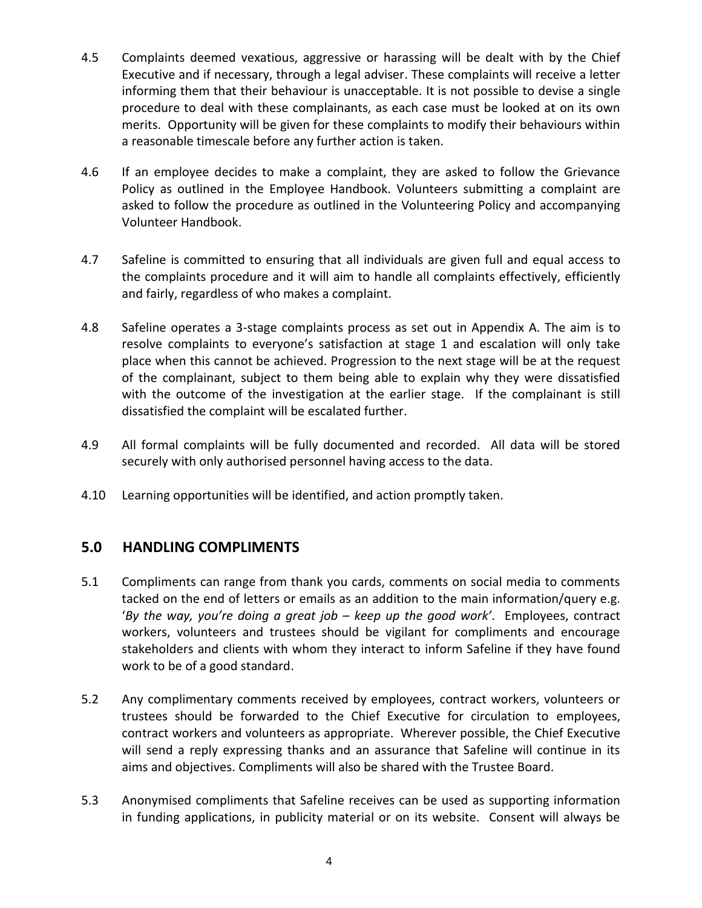4.5 Complaints deemed vexatious, aggressive or harassing will be dealt with by the Chief Executive and if necessary, through a legal adviser. These complaints will receive a letter informing them that their behaviour is unacceptable. It is not possible to devise a single procedure to deal with these complainants, as each case must be looked at on its own merits. Opportunity will be given for these complaints to modify their behaviours within a reasonable timescale before any further action is taken.

4.6 If an employee decides to make a complaint, they are asked to follow the Grievance Policy as outlined in the Employee Handbook. Volunteers submitting a complaint are asked to follow the procedure as outlined in the Volunteering Policy and accompanying Volunteer Handbook.

4.7 Safeline is committed to ensuring that all individuals are given full and equal access to the complaints procedure and it will aim to handle all complaints effectively, efficiently and fairly, regardless of who makes a complaint.

4.8 Safeline operates a 3-stage complaints process as set out in Appendix A. The aim is to resolve complaints to everyone's satisfaction at stage 1 and escalation will only take place when this cannot be achieved. Progression to the next stage will be at the request of the complainant, subject to them being able to explain why they were dissatisfied with the outcome of the investigation at the earlier stage. If the complainant is still dissatisfied the complaint will be escalated further.

4.9 All formal complaints will be fully documented and recorded. All data will be stored securely with only authorised personnel having access to the data.

4.10 Learning opportunities will be identified, and action promptly taken.

## 5.0 HANDLING COMPLIMENTS

5.1 Compliments can range from thank you cards, comments on social media to comments tacked on the end of letters or emails as an addition to the main information/query e.g. '*By the way, you're doing a great job – keep up the good work'*. Employees, contract workers, volunteers and trustees should be vigilant for compliments and encourage stakeholders and clients with whom they interact to inform Safeline if they have found work to be of a good standard.

5.2 Any complimentary comments received by employees, contract workers, volunteers or trustees should be forwarded to the Chief Executive for circulation to employees, contract workers and volunteers as appropriate. Wherever possible, the Chief Executive will send a reply expressing thanks and an assurance that Safeline will continue in its aims and objectives. Compliments will also be shared with the Trustee Board.

5.3 Anonymised compliments that Safeline receives can be used as supporting information in funding applications, in publicity material or on its website. Consent will always be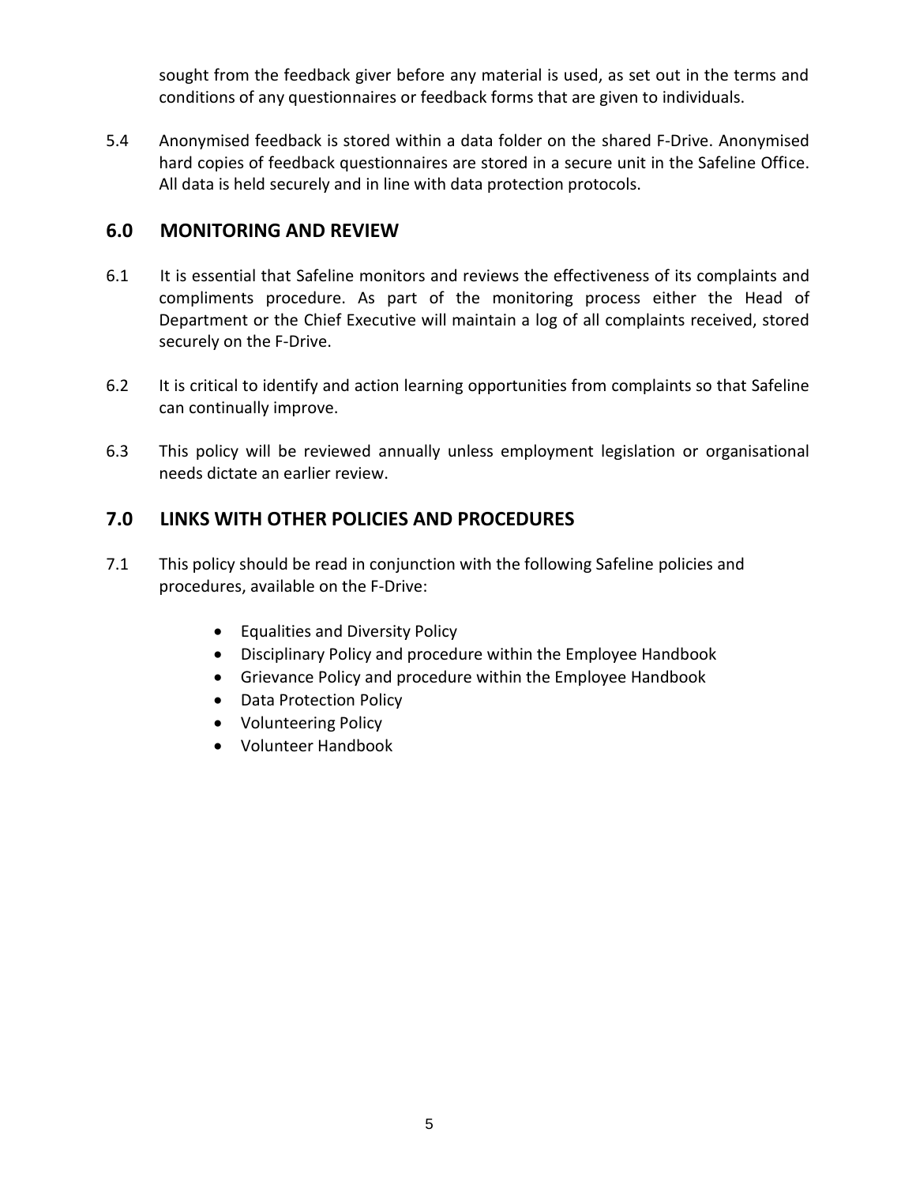sought from the feedback giver before any material is used, as set out in the terms and conditions of any questionnaires or feedback forms that are given to individuals.

5.4 Anonymised feedback is stored within a data folder on the shared F-Drive. Anonymised hard copies of feedback questionnaires are stored in a secure unit in the Safeline Office. All data is held securely and in line with data protection protocols.

## 6.0 MONITORING AND REVIEW

6.1 It is essential that Safeline monitors and reviews the effectiveness of its complaints and compliments procedure. As part of the monitoring process either the Head of Department or the Chief Executive will maintain a log of all complaints received, stored securely on the F-Drive.

6.2 It is critical to identify and action learning opportunities from complaints so that Safeline can continually improve.

6.3 This policy will be reviewed annually unless employment legislation or organisational needs dictate an earlier review.

## 7.0 LINKS WITH OTHER POLICIES AND PROCEDURES

7.1 This policy should be read in conjunction with the following Safeline policies and procedures, available on the F-Drive:

- Equalities and Diversity Policy
- Disciplinary Policy and procedure within the Employee Handbook
- Grievance Policy and procedure within the Employee Handbook
- Data Protection Policy
- Volunteering Policy
- Volunteer Handbook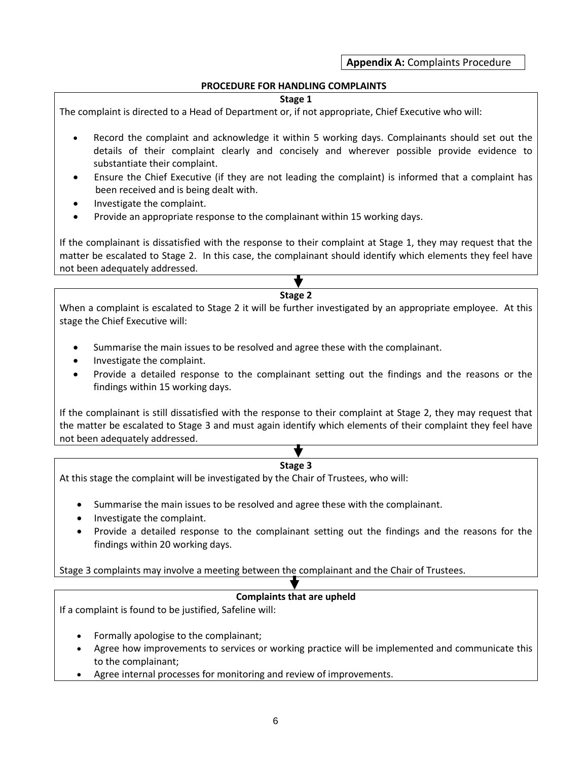**Appendix A:** Complaints Procedure

## PROCEDURE FOR HANDLING COMPLAINTS

### Stage 1

The complaint is directed to a Head of Department or, if not appropriate, Chief Executive who will:

- Record the complaint and acknowledge it within 5 working days. Complainants should set out the details of their complaint clearly and concisely and wherever possible provide evidence to substantiate their complaint.
- Ensure the Chief Executive (if they are not leading the complaint) is informed that a complaint has been received and is being dealt with.
- Investigate the complaint.
- Provide an appropriate response to the complainant within 15 working days.

If the complainant is dissatisfied with the response to their complaint at Stage 1, they may request that the matter be escalated to Stage 2. In this case, the complainant should identify which elements they feel have not been adequately addressed.

### Stage 2

When a complaint is escalated to Stage 2 it will be further investigated by an appropriate employee. At this stage the Chief Executive will:

- Summarise the main issues to be resolved and agree these with the complainant.
- Investigate the complaint.
- Provide a detailed response to the complainant setting out the findings and the reasons or the findings within 15 working days.

If the complainant is still dissatisfied with the response to their complaint at Stage 2, they may request that the matter be escalated to Stage 3 and must again identify which elements of their complaint they feel have not been adequately addressed.

### Stage 3

At this stage the complaint will be investigated by the Chair of Trustees, who will:

- Summarise the main issues to be resolved and agree these with the complainant.
- Investigate the complaint.
- Provide a detailed response to the complainant setting out the findings and the reasons for the findings within 20 working days.

Stage 3 complaints may involve a meeting between the complainant and the Chair of Trustees.

### Complaints that are upheld

If a complaint is found to be justified, Safeline will:

- Formally apologise to the complainant;
- Agree how improvements to services or working practice will be implemented and communicate this to the complainant;
- Agree internal processes for monitoring and review of improvements.